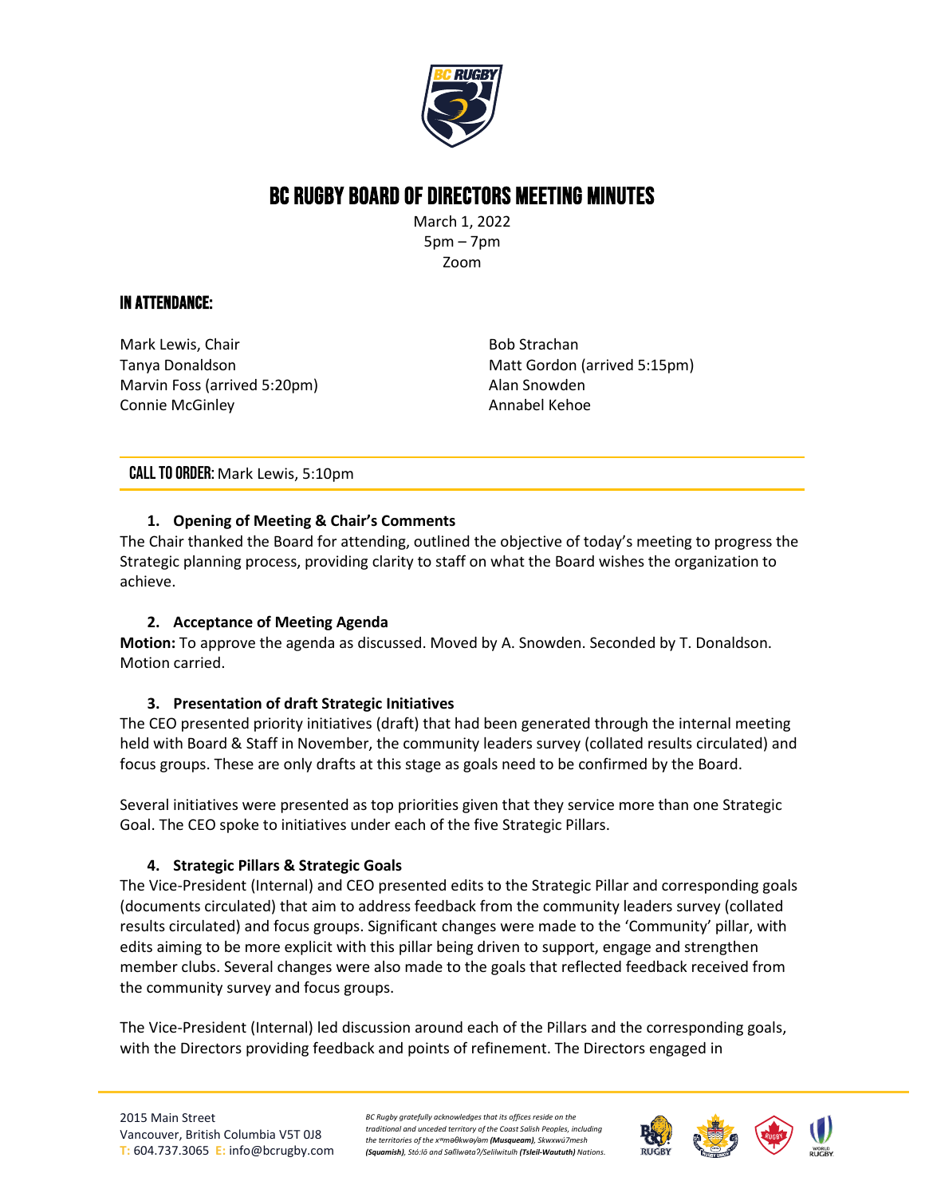# BC RUGBY BOARD OF DIRECTORS MEETING MINUTES

March 1, 2022
5pm – 7pm
Zoom

## IN ATTENDANCE:

Mark Lewis, Chair
Tanya Donaldson
Marvin Foss (arrived 5:20pm)
Connie McGinley
Bob Strachan
Matt Gordon (arrived 5:15pm)
Alan Snowden
Annabel Kehoe

**CALL TO ORDER:** Mark Lewis, 5:10pm

1. **Opening of Meeting & Chair's Comments**

The Chair thanked the Board for attending, outlined the objective of today's meeting to progress the Strategic planning process, providing clarity to staff on what the Board wishes the organization to achieve.

2. **Acceptance of Meeting Agenda**

**Motion:** To approve the agenda as discussed. Moved by A. Snowden. Seconded by T. Donaldson. Motion carried.

3. **Presentation of draft Strategic Initiatives**

The CEO presented priority initiatives (draft) that had been generated through the internal meeting held with Board & Staff in November, the community leaders survey (collated results circulated) and focus groups. These are only drafts at this stage as goals need to be confirmed by the Board.

Several initiatives were presented as top priorities given that they service more than one Strategic Goal. The CEO spoke to initiatives under each of the five Strategic Pillars.

4. **Strategic Pillars & Strategic Goals**

The Vice-President (Internal) and CEO presented edits to the Strategic Pillar and corresponding goals (documents circulated) that aim to address feedback from the community leaders survey (collated results circulated) and focus groups. Significant changes were made to the 'Community' pillar, with edits aiming to be more explicit with this pillar being driven to support, engage and strengthen member clubs. Several changes were also made to the goals that reflected feedback received from the community survey and focus groups.

The Vice-President (Internal) led discussion around each of the Pillars and the corresponding goals, with the Directors providing feedback and points of refinement. The Directors engaged in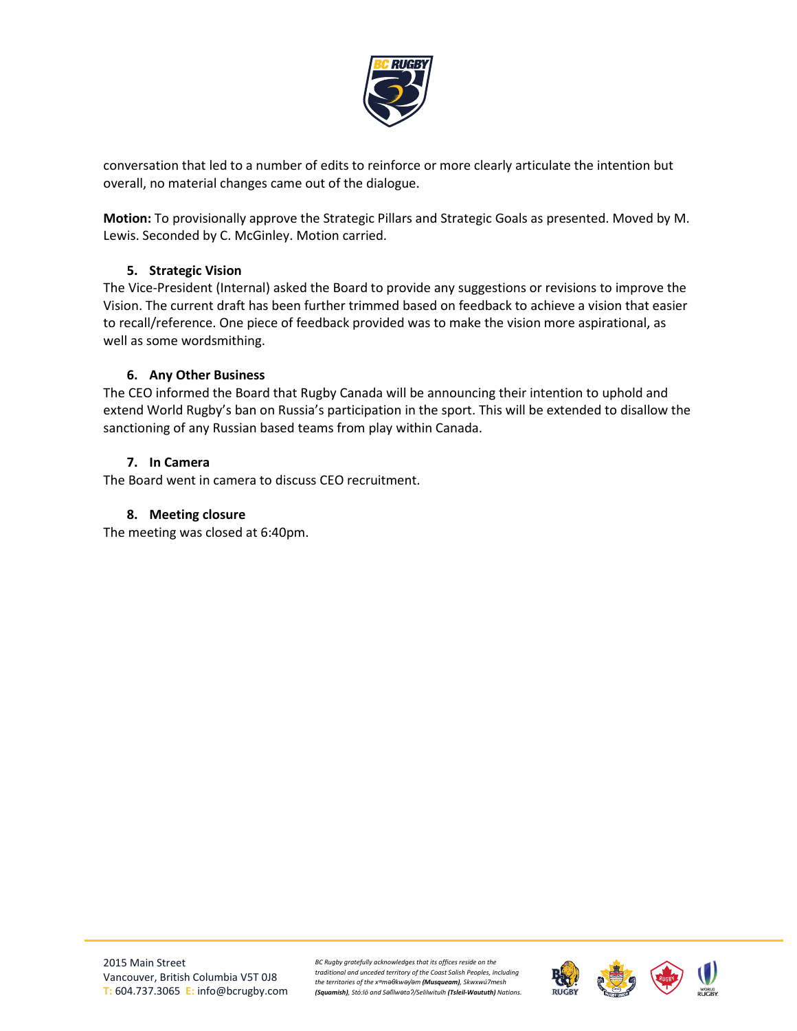conversation that led to a number of edits to reinforce or more clearly articulate the intention but overall, no material changes came out of the dialogue.

**Motion:** To provisionally approve the Strategic Pillars and Strategic Goals as presented. Moved by M. Lewis. Seconded by C. McGinley. Motion carried.

### 5. Strategic Vision

The Vice-President (Internal) asked the Board to provide any suggestions or revisions to improve the Vision. The current draft has been further trimmed based on feedback to achieve a vision that easier to recall/reference. One piece of feedback provided was to make the vision more aspirational, as well as some wordsmithing.

### 6. Any Other Business

The CEO informed the Board that Rugby Canada will be announcing their intention to uphold and extend World Rugby's ban on Russia's participation in the sport. This will be extended to disallow the sanctioning of any Russian based teams from play within Canada.

### 7. In Camera

The Board went in camera to discuss CEO recruitment.

### 8. Meeting closure

The meeting was closed at 6:40pm.